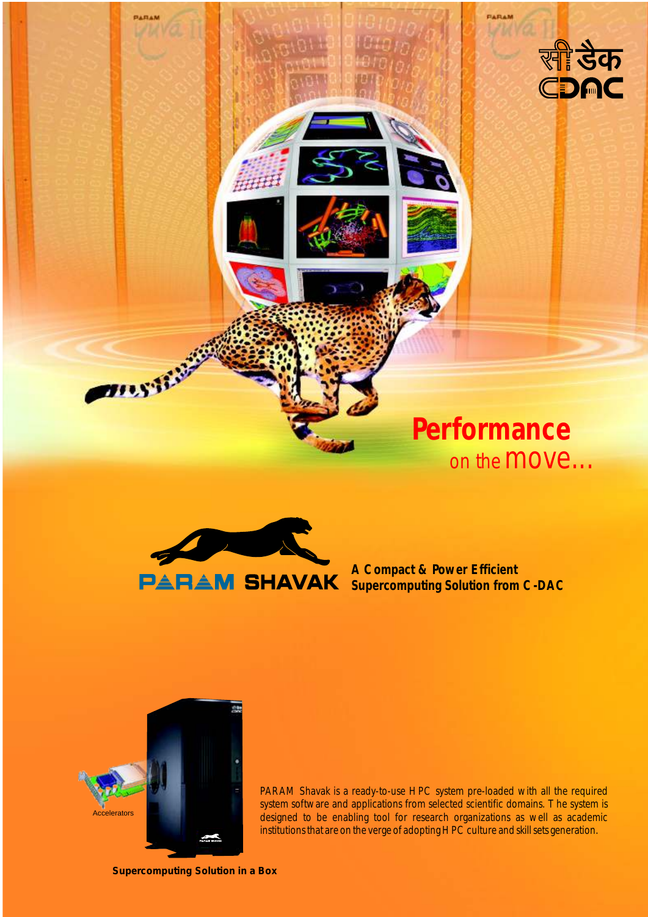# Performance on the move...

## PARAM SHAVAK

**A Compact & Power Efficient Supercomputing Solution from C-DAC**

Accelerators

PARAM Shavak is a ready-to-use HPC system pre-loaded with all the required system software and applications from selected scientific domains. The system is designed to be enabling tool for research organizations as well as academic institutions that are on the verge of adopting HPC culture and skill sets generation.

**Supercomputing Solution in a Box**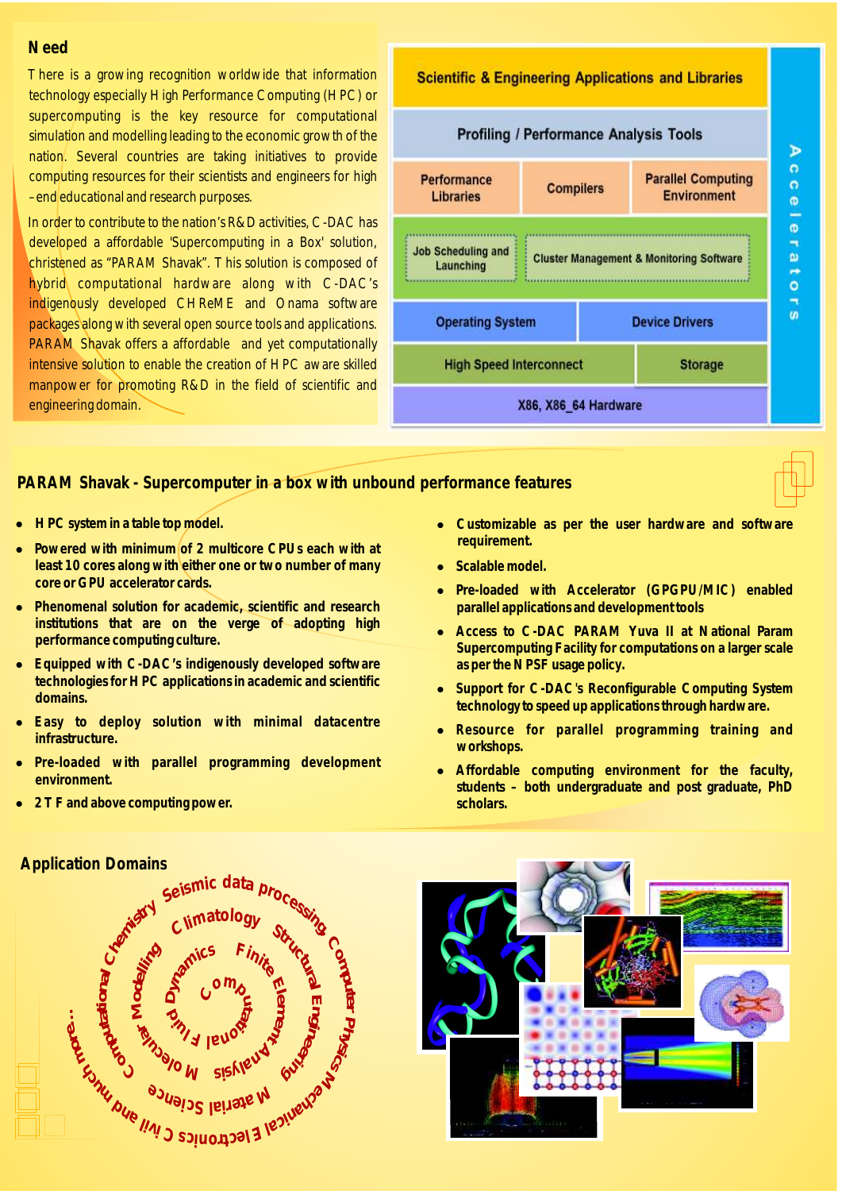## Need

There is a growing recognition worldwide that information technology especially High Performance Computing (HPC) or supercomputing is the key resource for computational simulation and modelling leading to the economic growth of the nation. Several countries are taking initiatives to provide computing resources for their scientists and engineers for high-end educational and research purposes.

In order to contribute to the nation's R&D activities, C-DAC has developed a affordable 'Supercomputing in a Box' solution, christened as "PARAM Shavak". This solution is composed of hybrid computational hardware along with C-DAC's indigenously developed CHReME and Onama software packages along with several open source tools and applications. PARAM Shavak offers a affordable and yet computationally intensive solution to enable the creation of HPC aware skilled manpower for promoting R&D in the field of scientific and engineering domain.

| Scientific & Engineering Applications and Libraries | | | Accelerators |
|---|---|---|---|
| Profiling / Performance Analysis Tools | | | |
| Performance Libraries | Compilers | Parallel Computing Environment | |
| Job Scheduling and Launching | Cluster Management & Monitoring Software | | |
| Operating System | Device Drivers | | |
| High Speed Interconnect | Storage | | |
| X86, X86_64 Hardware | | | |

## PARAM Shavak - Supercomputer in a box with unbound performance features

- **HPC system in a table top model.**
- **Powered with minimum of 2 multicore CPUs each with at least 10 cores along with either one or two number of many core or GPU accelerator cards.**
- **Phenomenal solution for academic, scientific and research institutions that are on the verge of adopting high performance computing culture.**
- **Equipped with C-DAC's indigenously developed software technologies for HPC applications in academic and scientific domains.**
- **Easy to deploy solution with minimal datacentre infrastructure.**
- **Pre-loaded with parallel programming development environment.**
- **2 TF and above computing power.**
- **Customizable as per the user hardware and software requirement.**
- **Scalable model.**
- **Pre-loaded with Accelerator (GPGPU/MIC) enabled parallel applications and development tools**
- **Access to C-DAC PARAM Yuva II at National Param Supercomputing Facility for computations on a larger scale as per the NPSF usage policy.**
- **Support for C-DAC's Reconfigurable Computing System technology to speed up applications through hardware.**
- **Resource for parallel programming training and workshops.**
- **Affordable computing environment for the faculty, students – both undergraduate and post graduate, PhD scholars.**

## Application Domains

Seismic data processing, Computer Physics, Mechanical Engineering, Electronics, Civil and much more..., Computational Chemistry, Climatology, Structural Engineering, Material Science, Molecular Modelling, Dynamics, Finite Element Analysis, Molecular Fluid, Computational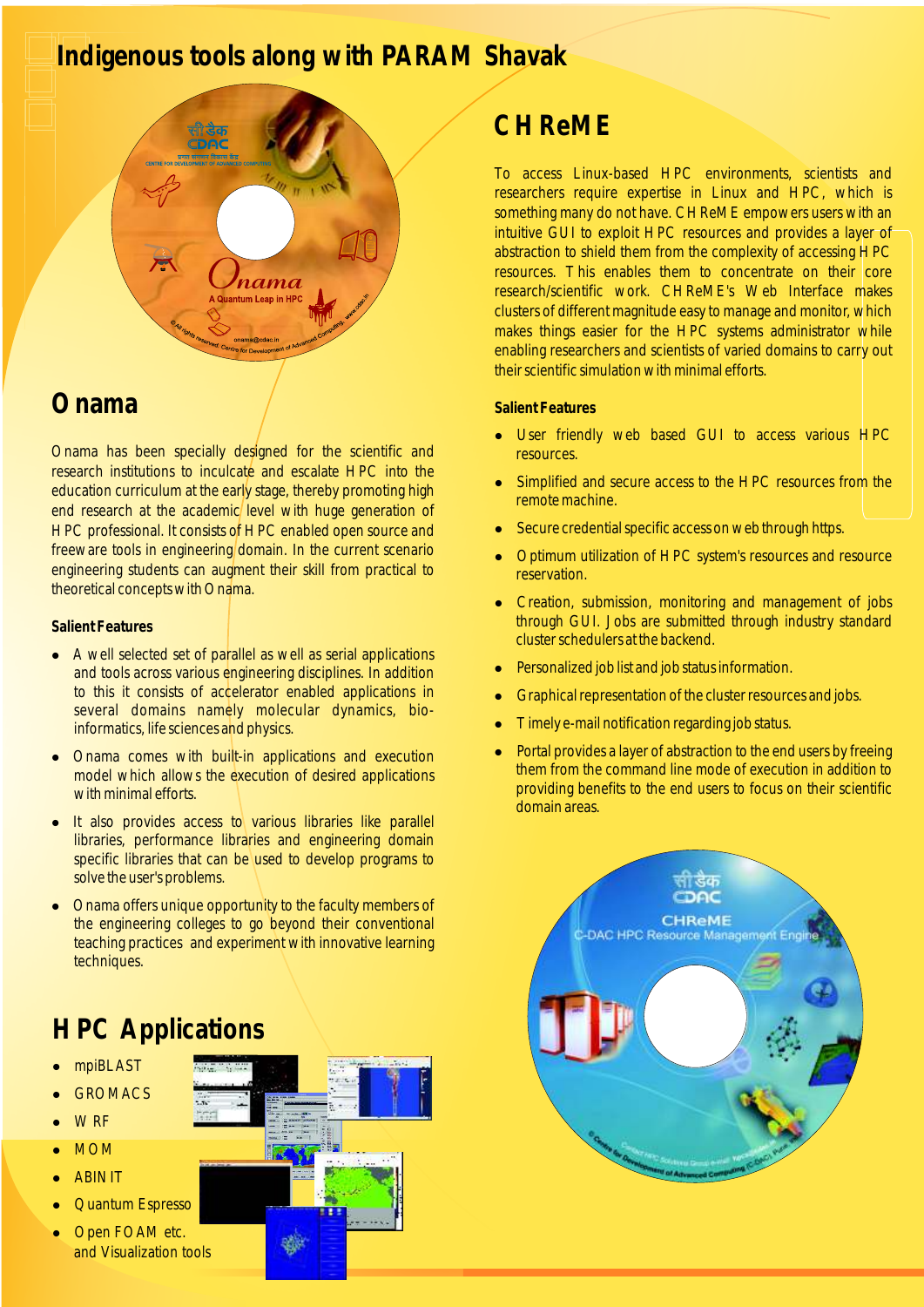# Indigenous tools along with PARAM Shavak

## Onama

Onama has been specially designed for the scientific and research institutions to inculcate and escalate HPC into the education curriculum at the early stage, thereby promoting high end research at the academic level with huge generation of HPC professional. It consists of HPC enabled open source and freeware tools in engineering domain. In the current scenario engineering students can augment their skill from practical to theoretical concepts with Onama.

### Salient Features

- A well selected set of parallel as well as serial applications and tools across various engineering disciplines. In addition to this it consists of accelerator enabled applications in several domains namely molecular dynamics, bio-informatics, life sciences and physics.
- Onama comes with built-in applications and execution model which allows the execution of desired applications with minimal efforts.
- It also provides access to various libraries like parallel libraries, performance libraries and engineering domain specific libraries that can be used to develop programs to solve the user's problems.
- Onama offers unique opportunity to the faculty members of the engineering colleges to go beyond their conventional teaching practices and experiment with innovative learning techniques.

## HPC Applications

- mpiBLAST
- GROMACS
- WRF
- MOM
- ABINIT
- Quantum Espresso
- Open FOAM etc. and Visualization tools

## CHReME

To access Linux-based HPC environments, scientists and researchers require expertise in Linux and HPC, which is something many do not have. CHReME empowers users with an intuitive GUI to exploit HPC resources and provides a layer of abstraction to shield them from the complexity of accessing HPC resources. This enables them to concentrate on their core research/scientific work. CHReME's Web Interface makes clusters of different magnitude easy to manage and monitor, which makes things easier for the HPC systems administrator while enabling researchers and scientists of varied domains to carry out their scientific simulation with minimal efforts.

### Salient Features

- User friendly web based GUI to access various HPC resources.
- Simplified and secure access to the HPC resources from the remote machine.
- Secure credential specific access on web through https.
- Optimum utilization of HPC system's resources and resource reservation.
- Creation, submission, monitoring and management of jobs through GUI. Jobs are submitted through industry standard cluster schedulers at the backend.
- Personalized job list and job status information.
- Graphical representation of the cluster resources and jobs.
- Timely e-mail notification regarding job status.
- Portal provides a layer of abstraction to the end users by freeing them from the command line mode of execution in addition to providing benefits to the end users to focus on their scientific domain areas.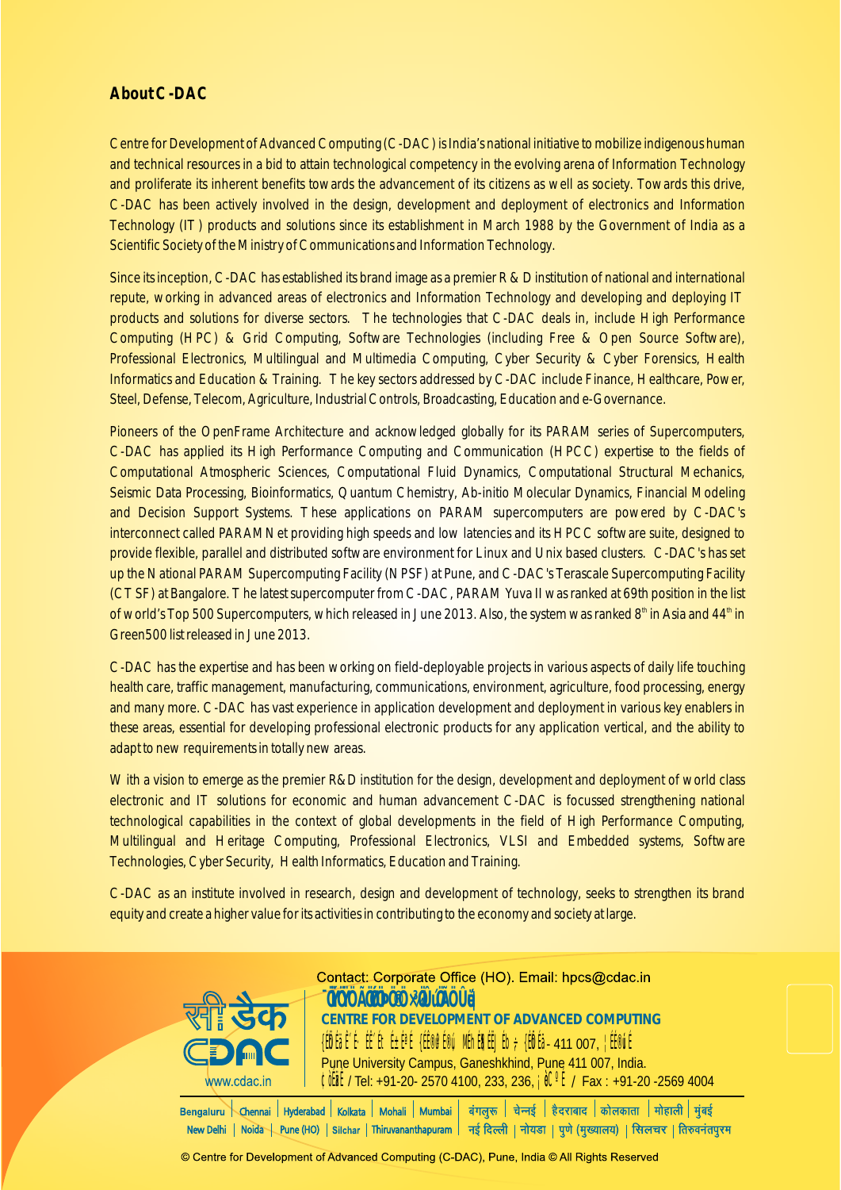## About C-DAC

Centre for Development of Advanced Computing (C-DAC) is India's national initiative to mobilize indigenous human and technical resources in a bid to attain technological competency in the evolving arena of Information Technology and proliferate its inherent benefits towards the advancement of its citizens as well as society. Towards this drive, C-DAC has been actively involved in the design, development and deployment of electronics and Information Technology (IT) products and solutions since its establishment in March 1988 by the Government of India as a Scientific Society of the Ministry of Communications and Information Technology.

Since its inception, C-DAC has established its brand image as a premier R & D institution of national and international repute, working in advanced areas of electronics and Information Technology and developing and deploying IT products and solutions for diverse sectors. The technologies that C-DAC deals in, include High Performance Computing (HPC) & Grid Computing, Software Technologies (including Free & Open Source Software), Professional Electronics, Multilingual and Multimedia Computing, Cyber Security & Cyber Forensics, Health Informatics and Education & Training. The key sectors addressed by C-DAC include Finance, Healthcare, Power, Steel, Defense, Telecom, Agriculture, Industrial Controls, Broadcasting, Education and e-Governance.

Pioneers of the OpenFrame Architecture and acknowledged globally for its PARAM series of Supercomputers, C-DAC has applied its High Performance Computing and Communication (HPCC) expertise to the fields of Computational Atmospheric Sciences, Computational Fluid Dynamics, Computational Structural Mechanics, Seismic Data Processing, Bioinformatics, Quantum Chemistry, Ab-initio Molecular Dynamics, Financial Modeling and Decision Support Systems. These applications on PARAM supercomputers are powered by C-DAC's interconnect called PARAMNet providing high speeds and low latencies and its HPCC software suite, designed to provide flexible, parallel and distributed software environment for Linux and Unix based clusters. C-DAC's has set up the National PARAM Supercomputing Facility (NPSF) at Pune, and C-DAC's Terascale Supercomputing Facility (CTSF) at Bangalore. The latest supercomputer from C-DAC, PARAM Yuva II was ranked at 69th position in the list of world's Top 500 Supercomputers, which released in June 2013. Also, the system was ranked 8th in Asia and 44th in Green500 list released in June 2013.

C-DAC has the expertise and has been working on field-deployable projects in various aspects of daily life touching health care, traffic management, manufacturing, communications, environment, agriculture, food processing, energy and many more. C-DAC has vast experience in application development and deployment in various key enablers in these areas, essential for developing professional electronic products for any application vertical, and the ability to adapt to new requirements in totally new areas.

With a vision to emerge as the premier R&D institution for the design, development and deployment of world class electronic and IT solutions for economic and human advancement C-DAC is focussed strengthening national technological capabilities in the context of global developments in the field of High Performance Computing, Multilingual and Heritage Computing, Professional Electronics, VLSI and Embedded systems, Software Technologies, Cyber Security, Health Informatics, Education and Training.

C-DAC as an institute involved in research, design and development of technology, seeks to strengthen its brand equity and create a higher value for its activities in contributing to the economy and society at large.

Contact: Corporate Office (HO). Email: hpcs@cdac.in

**CENTRE FOR DEVELOPMENT OF ADVANCED COMPUTING**

Pune University Campus, Ganeshkhind, Pune 411 007, India.

Tel: +91-20- 2570 4100, 233, 236, / Fax : +91-20 -2569 4004

www.cdac.in

Bengaluru | Chennai | Hyderabad | Kolkata | Mohali | Mumbai | New Delhi | Noida | Pune (HO) | Silchar | Thiruvananthapuram

बंगलुरू | चेन्नई | हैदराबाद | कोलकाता | मोहाली | मुंबई | नई दिल्ली | नोयडा | पुणे (मुख्यालय) | सिलचर | तिरुवनंतपुरम

© Centre for Development of Advanced Computing (C-DAC), Pune, India © All Rights Reserved